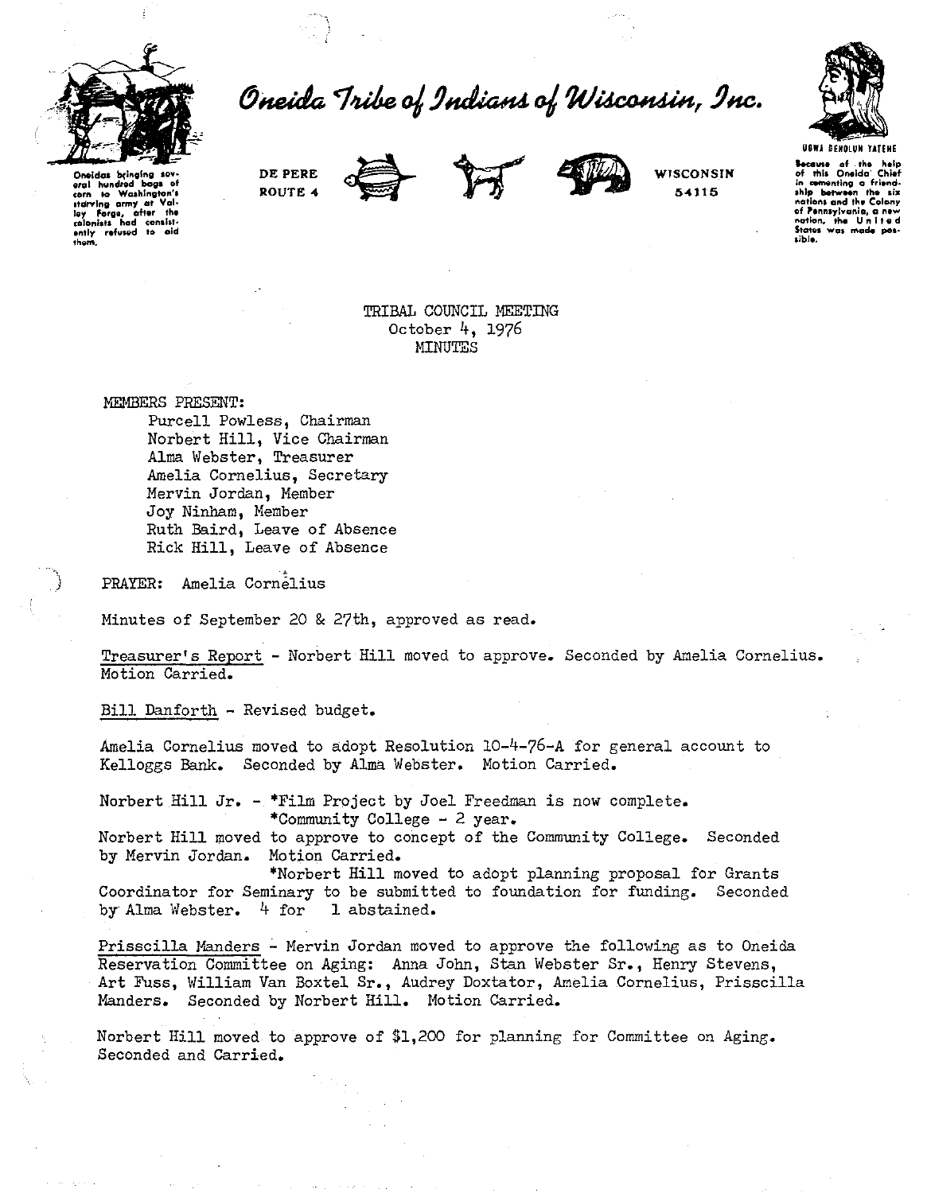# Oneida Tribe of Indians of Wisconsin, Inc.

Oneidas bringing several hundred bags of corn to Washington's starving army at Valley Forge, after the colonists had consistently refused to aid them.

DE PERE
ROUTE 4

WISCONSIN
54115

UGWA DEHOLUN YATEHE

Because of the help of this Oneida Chief in cementing a friendship between the six nations and the Colony of Pennsylvania, a new nation, the United States was made possible.

TRIBAL COUNCIL MEETING
October 4, 1976
MINUTES

MEMBERS PRESENT:

Purcell Powless, Chairman
Norbert Hill, Vice Chairman
Alma Webster, Treasurer
Amelia Cornelius, Secretary
Mervin Jordan, Member
Joy Ninham, Member
Ruth Baird, Leave of Absence
Rick Hill, Leave of Absence

PRAYER: Amelia Cornelius

Minutes of September 20 & 27th, approved as read.

Treasurer's Report - Norbert Hill moved to approve. Seconded by Amelia Cornelius. Motion Carried.

Bill Danforth - Revised budget.

Amelia Cornelius moved to adopt Resolution 10-4-76-A for general account to Kelloggs Bank. Seconded by Alma Webster. Motion Carried.

Norbert Hill Jr. - *Film Project by Joel Freedman is now complete.
*Community College - 2 year.

Norbert Hill moved to approve to concept of the Community College. Seconded by Mervin Jordan. Motion Carried.

*Norbert Hill moved to adopt planning proposal for Grants Coordinator for Seminary to be submitted to foundation for funding. Seconded by Alma Webster. 4 for 1 abstained.

Prisscilla Manders - Mervin Jordan moved to approve the following as to Oneida Reservation Committee on Aging: Anna John, Stan Webster Sr., Henry Stevens, Art Fuss, William Van Boxtel Sr., Audrey Doxtator, Amelia Cornelius, Prisscilla Manders. Seconded by Norbert Hill. Motion Carried.

Norbert Hill moved to approve of $1,200 for planning for Committee on Aging. Seconded and Carried.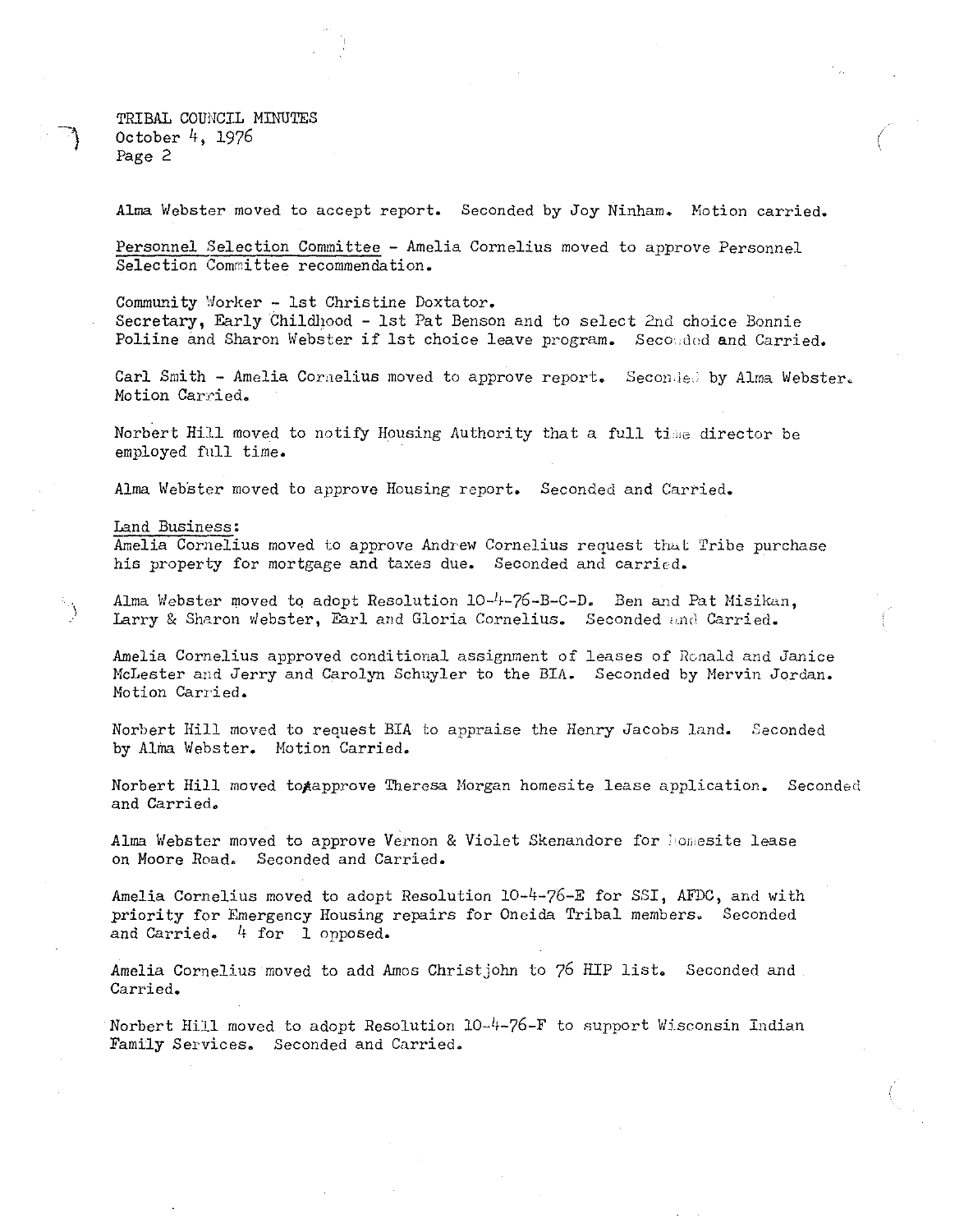Alma Webster moved to accept report. Seconded by Joy Ninham. Motion carried.

Personnel Selection Committee - Amelia Cornelius moved to approve Personnel Selection Committee recommendation.

Community Worker - 1st Christine Doxtator.
Secretary, Early Childhood - 1st Pat Benson and to select 2nd choice Bonnie Poliine and Sharon Webster if 1st choice leave program. Seconded and Carried.

Carl Smith - Amelia Cornelius moved to approve report. Seconded by Alma Webster. Motion Carried.

Norbert Hill moved to notify Housing Authority that a full time director be employed full time.

Alma Webster moved to approve Housing report. Seconded and Carried.

Land Business:
Amelia Cornelius moved to approve Andrew Cornelius request that Tribe purchase his property for mortgage and taxes due. Seconded and carried.

Alma Webster moved to adopt Resolution 10-4-76-B-C-D. Ben and Pat Misikan, Larry & Sharon Webster, Earl and Gloria Cornelius. Seconded and Carried.

Amelia Cornelius approved conditional assignment of leases of Ronald and Janice McLester and Jerry and Carolyn Schuyler to the BIA. Seconded by Mervin Jordan. Motion Carried.

Norbert Hill moved to request BIA to appraise the Henry Jacobs land. Seconded by Alma Webster. Motion Carried.

Norbert Hill moved to approve Theresa Morgan homesite lease application. Seconded and Carried.

Alma Webster moved to approve Vernon & Violet Skenandore for homesite lease on Moore Road. Seconded and Carried.

Amelia Cornelius moved to adopt Resolution 10-4-76-E for SSI, AFDC, and with priority for Emergency Housing repairs for Oneida Tribal members. Seconded and Carried. 4 for 1 opposed.

Amelia Cornelius moved to add Amos Christjohn to 76 HIP list. Seconded and Carried.

Norbert Hill moved to adopt Resolution 10-4-76-F to support Wisconsin Indian Family Services. Seconded and Carried.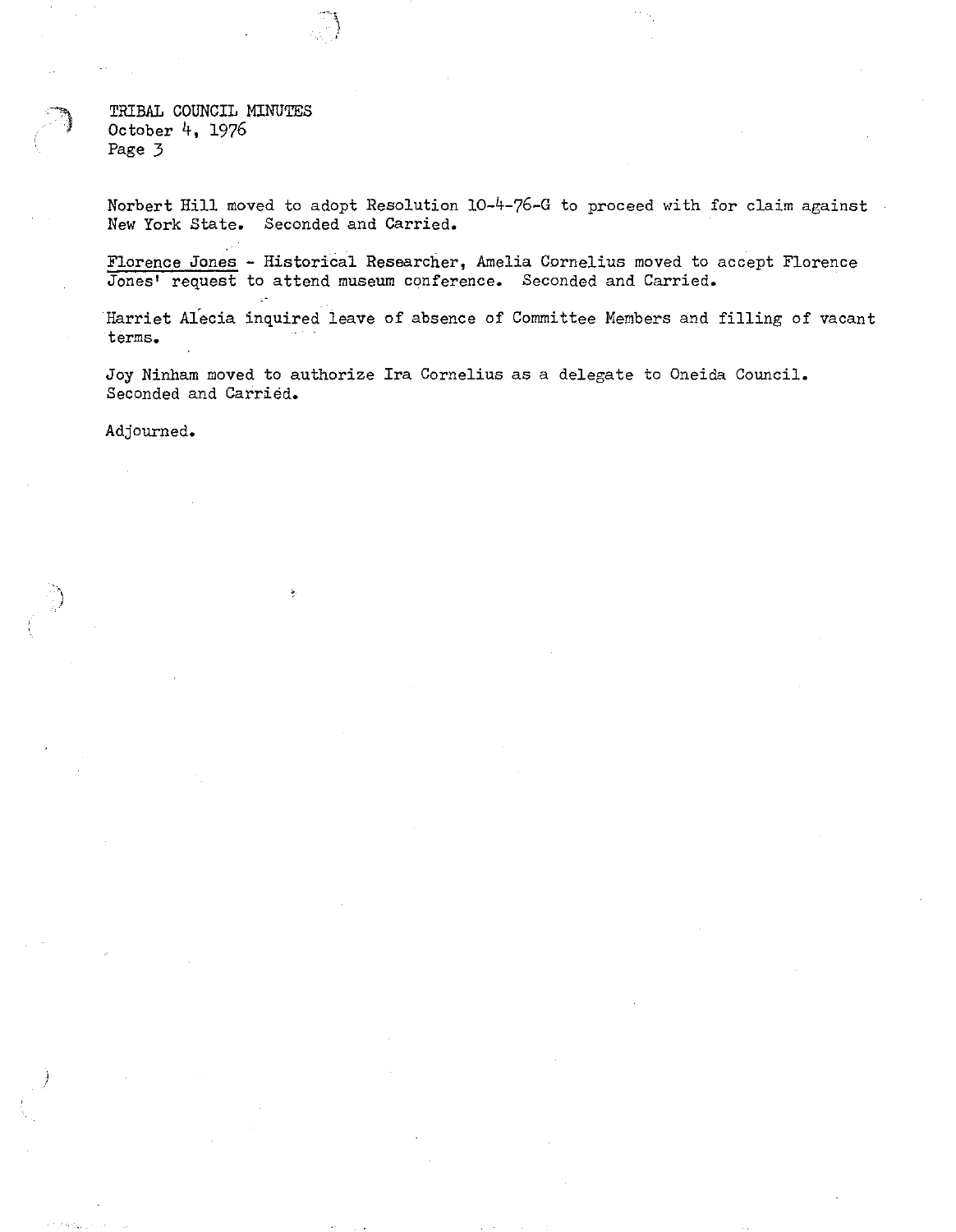TRIBAL COUNCIL MINUTES
October 4, 1976

Norbert Hill moved to adopt Resolution 10-4-76-G to proceed with for claim against New York State. Seconded and Carried.

Florence Jones - Historical Researcher, Amelia Cornelius moved to accept Florence Jones' request to attend museum conference. Seconded and Carried.

Harriet Alecia inquired leave of absence of Committee Members and filling of vacant terms.

Joy Ninham moved to authorize Ira Cornelius as a delegate to Oneida Council. Seconded and Carried.

Adjourned.